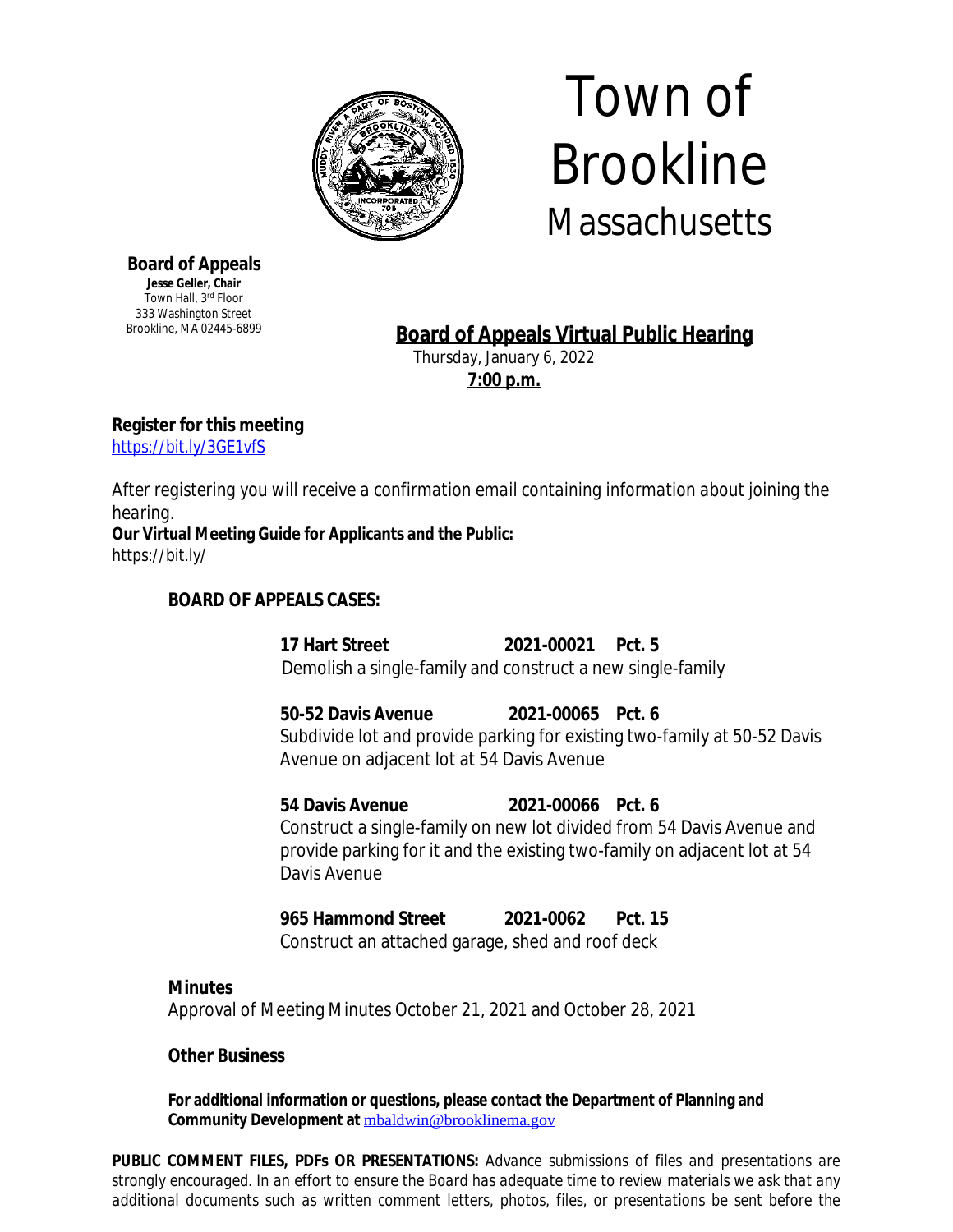# Town of Brookline
## Massachusetts

**Board of Appeals**
**Jesse Geller, Chair**
Town Hall, 3rd Floor
333 Washington Street
Brookline, MA 02445-6899

## Board of Appeals Virtual Public Hearing

Thursday, January 6, 2022
**7:00 p.m.**

**Register for this meeting**
https://bit.ly/3GE1vfS

*After registering you will receive a confirmation email containing information about joining the hearing.*
**Our Virtual Meeting Guide for Applicants and the Public:**
https://bit.ly/

### BOARD OF APPEALS CASES:

**17 Hart Street 2021-00021 Pct. 5**
Demolish a single-family and construct a new single-family

**50-52 Davis Avenue 2021-00065 Pct. 6**
Subdivide lot and provide parking for existing two-family at 50-52 Davis Avenue on adjacent lot at 54 Davis Avenue

**54 Davis Avenue 2021-00066 Pct. 6**
Construct a single-family on new lot divided from 54 Davis Avenue and provide parking for it and the existing two-family on adjacent lot at 54 Davis Avenue

**965 Hammond Street 2021-0062 Pct. 15**
Construct an attached garage, shed and roof deck

**Minutes**
Approval of Meeting Minutes October 21, 2021 and October 28, 2021

**Other Business**

**For additional information or questions, please contact the Department of Planning and Community Development at** mbaldwin@brooklinema.gov

**PUBLIC COMMENT FILES, PDFs OR PRESENTATIONS:** Advance submissions of files and presentations are strongly encouraged. In an effort to ensure the Board has adequate time to review materials we ask that any additional documents such as written comment letters, photos, files, or presentations be sent before the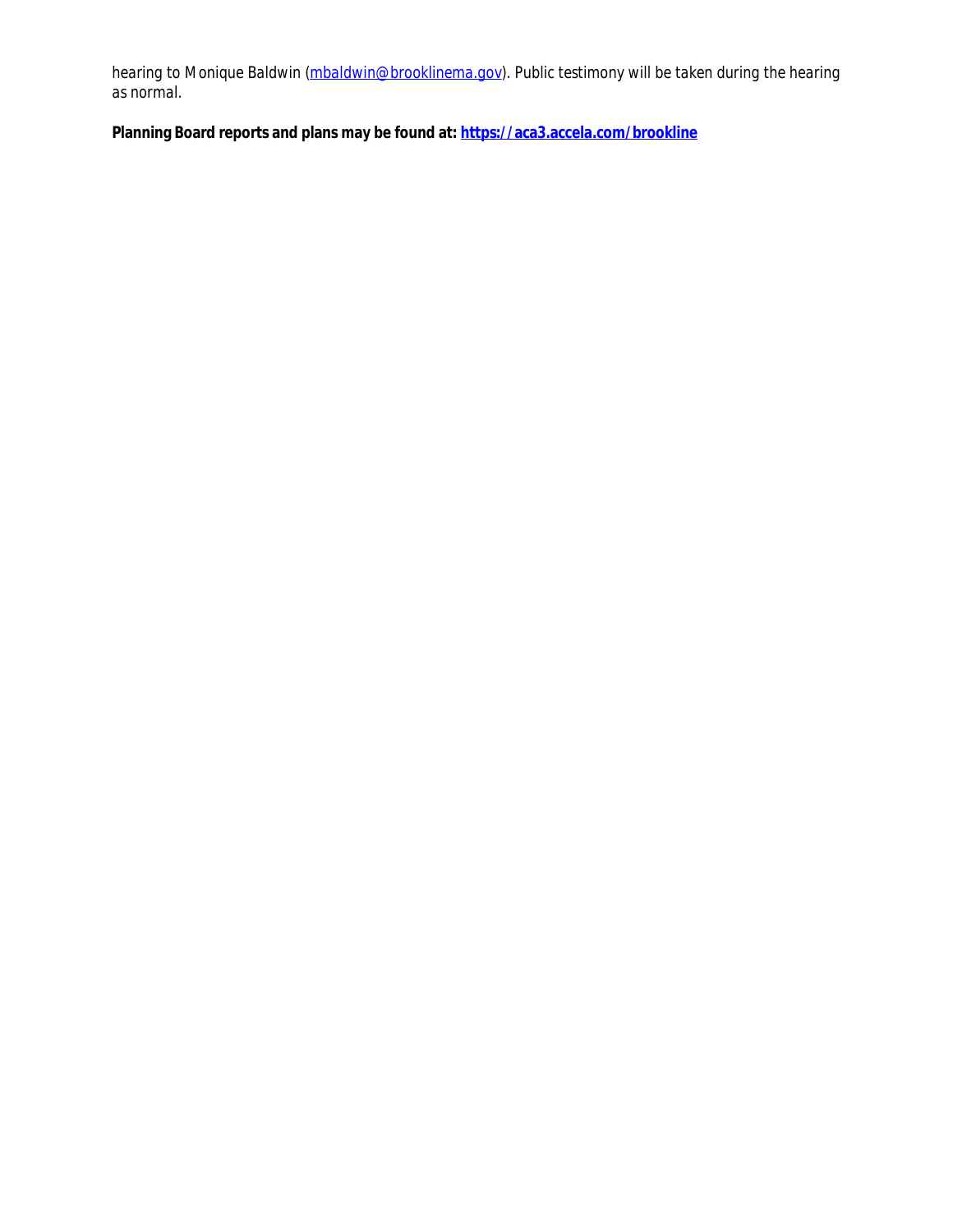hearing to Monique Baldwin (mbaldwin@brooklinema.gov). Public testimony will be taken during the hearing as normal.

**Planning Board reports and plans may be found at: https://aca3.accela.com/brookline**